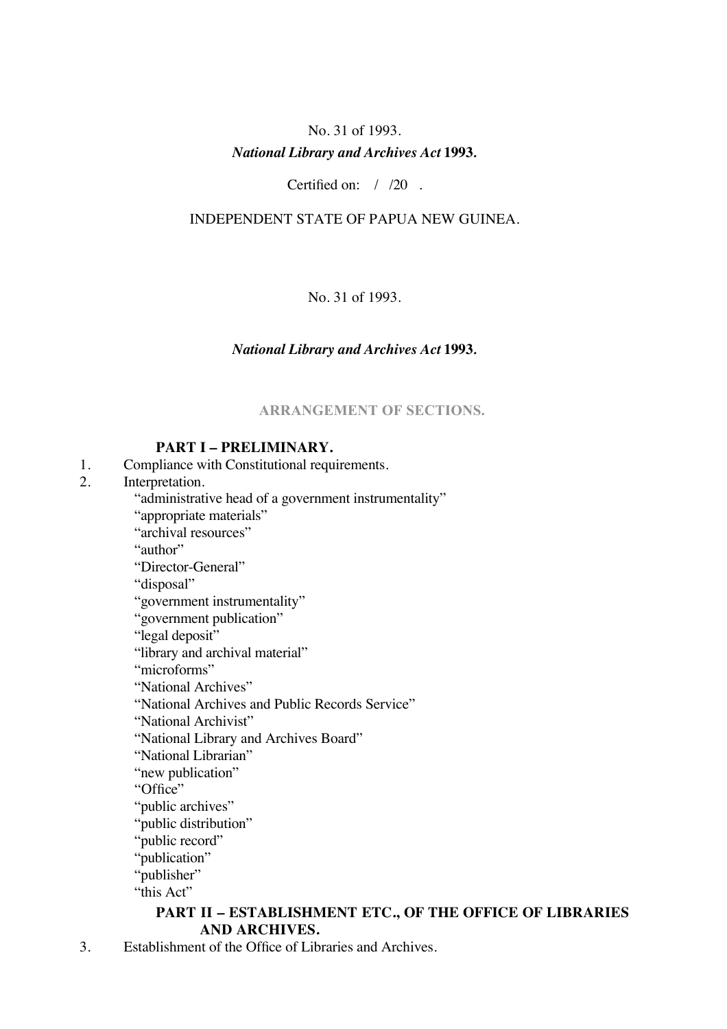No. 31 of 1993.

***National Library and Archives Act* 1993.**

Certified on: / /20 .

INDEPENDENT STATE OF PAPUA NEW GUINEA.

No. 31 of 1993.

***National Library and Archives Act* 1993.**

## ARRANGEMENT OF SECTIONS.

### PART I – PRELIMINARY.

1. Compliance with Constitutional requirements.
2. Interpretation.
   - "administrative head of a government instrumentality"
   - "appropriate materials"
   - "archival resources"
   - "author"
   - "Director-General"
   - "disposal"
   - "government instrumentality"
   - "government publication"
   - "legal deposit"
   - "library and archival material"
   - "microforms"
   - "National Archives"
   - "National Archives and Public Records Service"
   - "National Archivist"
   - "National Library and Archives Board"
   - "National Librarian"
   - "new publication"
   - "Office"
   - "public archives"
   - "public distribution"
   - "public record"
   - "publication"
   - "publisher"
   - "this Act"

### PART II – ESTABLISHMENT ETC., OF THE OFFICE OF LIBRARIES AND ARCHIVES.

3. Establishment of the Office of Libraries and Archives.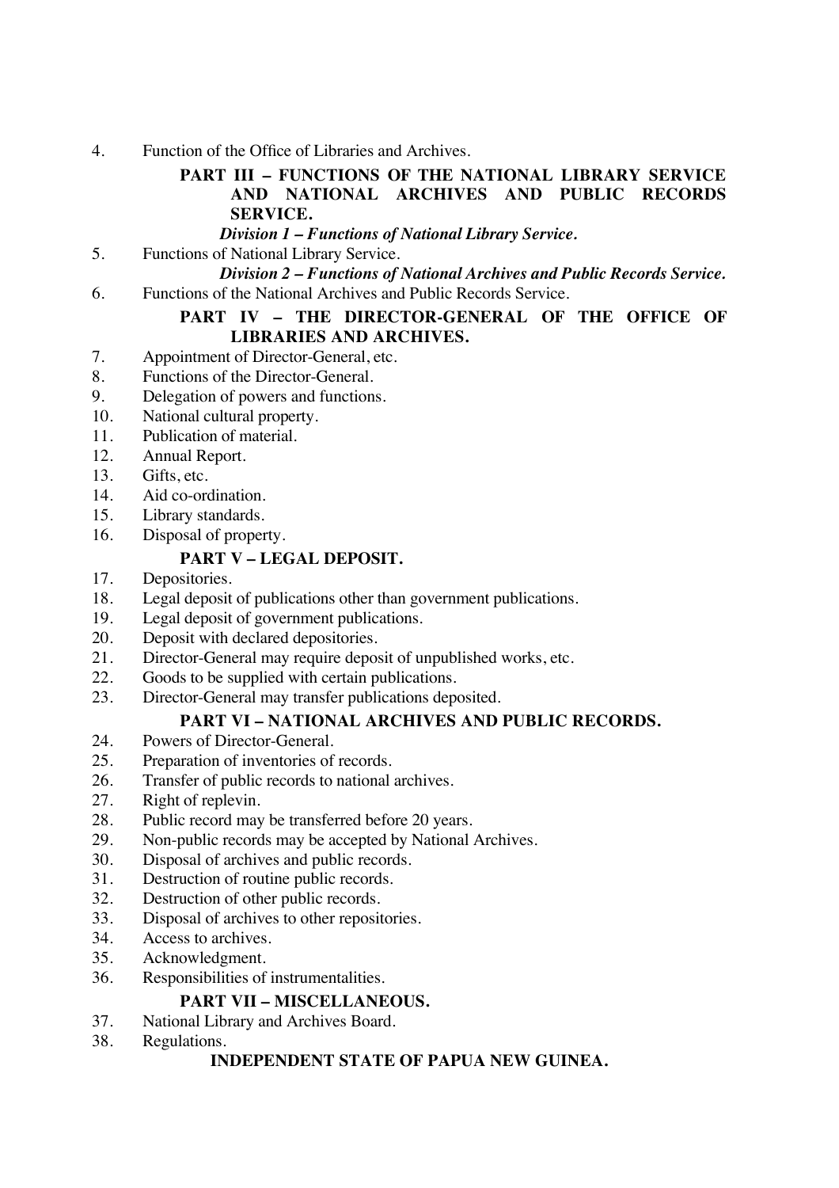4. Function of the Office of Libraries and Archives.

**PART III – FUNCTIONS OF THE NATIONAL LIBRARY SERVICE AND NATIONAL ARCHIVES AND PUBLIC RECORDS SERVICE.**

***Division 1 – Functions of National Library Service.***

5. Functions of National Library Service.

***Division 2 – Functions of National Archives and Public Records Service.***

6. Functions of the National Archives and Public Records Service.

**PART IV – THE DIRECTOR-GENERAL OF THE OFFICE OF LIBRARIES AND ARCHIVES.**

7. Appointment of Director-General, etc.
8. Functions of the Director-General.
9. Delegation of powers and functions.
10. National cultural property.
11. Publication of material.
12. Annual Report.
13. Gifts, etc.
14. Aid co-ordination.
15. Library standards.
16. Disposal of property.

**PART V – LEGAL DEPOSIT.**

17. Depositories.
18. Legal deposit of publications other than government publications.
19. Legal deposit of government publications.
20. Deposit with declared depositories.
21. Director-General may require deposit of unpublished works, etc.
22. Goods to be supplied with certain publications.
23. Director-General may transfer publications deposited.

**PART VI – NATIONAL ARCHIVES AND PUBLIC RECORDS.**

24. Powers of Director-General.
25. Preparation of inventories of records.
26. Transfer of public records to national archives.
27. Right of replevin.
28. Public record may be transferred before 20 years.
29. Non-public records may be accepted by National Archives.
30. Disposal of archives and public records.
31. Destruction of routine public records.
32. Destruction of other public records.
33. Disposal of archives to other repositories.
34. Access to archives.
35. Acknowledgment.
36. Responsibilities of instrumentalities.

**PART VII – MISCELLANEOUS.**

37. National Library and Archives Board.
38. Regulations.

**INDEPENDENT STATE OF PAPUA NEW GUINEA.**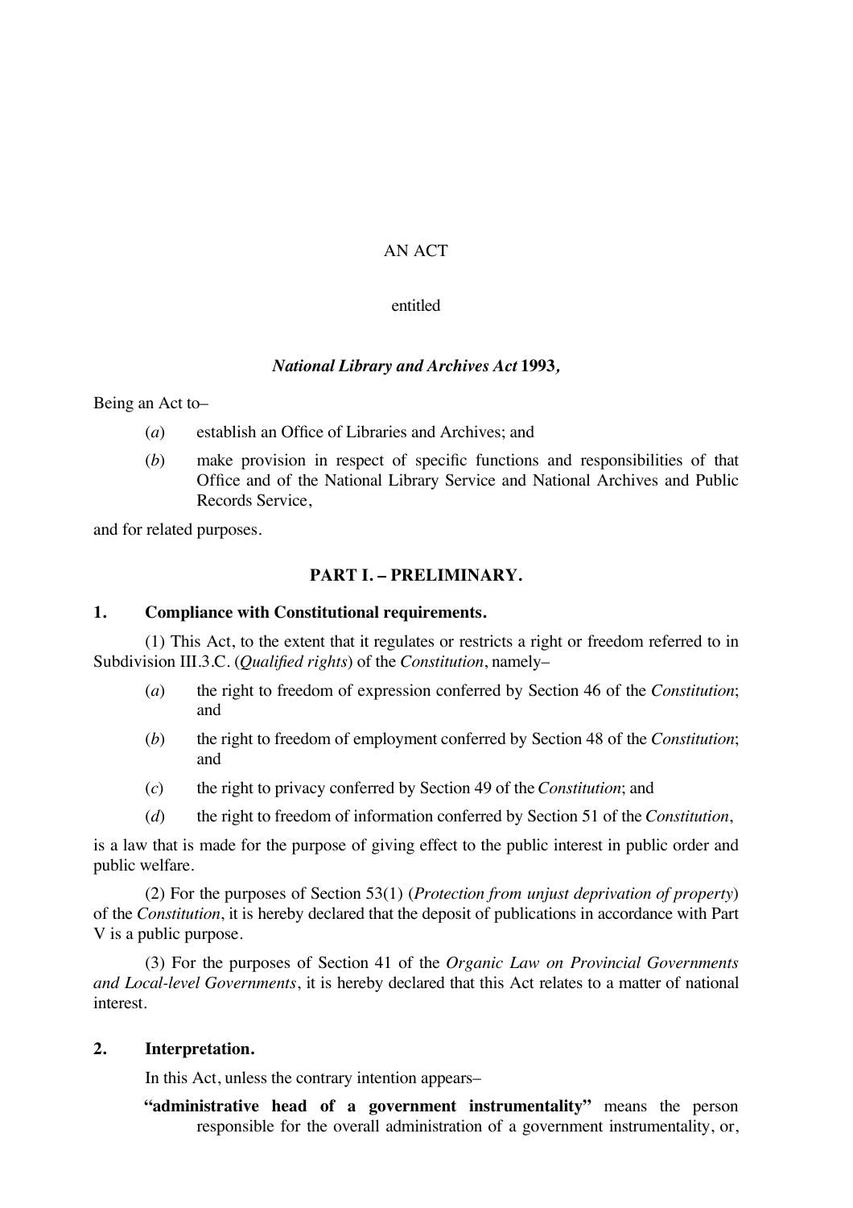AN ACT

entitled

***National Library and Archives Act* 1993,**

Being an Act to–

(*a*) establish an Office of Libraries and Archives; and

(*b*) make provision in respect of specific functions and responsibilities of that Office and of the National Library Service and National Archives and Public Records Service,

and for related purposes.

## PART I. – PRELIMINARY.

### 1. Compliance with Constitutional requirements.

(1) This Act, to the extent that it regulates or restricts a right or freedom referred to in Subdivision III.3.C. (*Qualified rights*) of the *Constitution*, namely–

(*a*) the right to freedom of expression conferred by Section 46 of the *Constitution*; and

(*b*) the right to freedom of employment conferred by Section 48 of the *Constitution*; and

(*c*) the right to privacy conferred by Section 49 of the *Constitution*; and

(*d*) the right to freedom of information conferred by Section 51 of the *Constitution*,

is a law that is made for the purpose of giving effect to the public interest in public order and public welfare.

(2) For the purposes of Section 53(1) (*Protection from unjust deprivation of property*) of the *Constitution*, it is hereby declared that the deposit of publications in accordance with Part V is a public purpose.

(3) For the purposes of Section 41 of the *Organic Law on Provincial Governments and Local-level Governments*, it is hereby declared that this Act relates to a matter of national interest.

### 2. Interpretation.

In this Act, unless the contrary intention appears–

**"administrative head of a government instrumentality"** means the person responsible for the overall administration of a government instrumentality, or,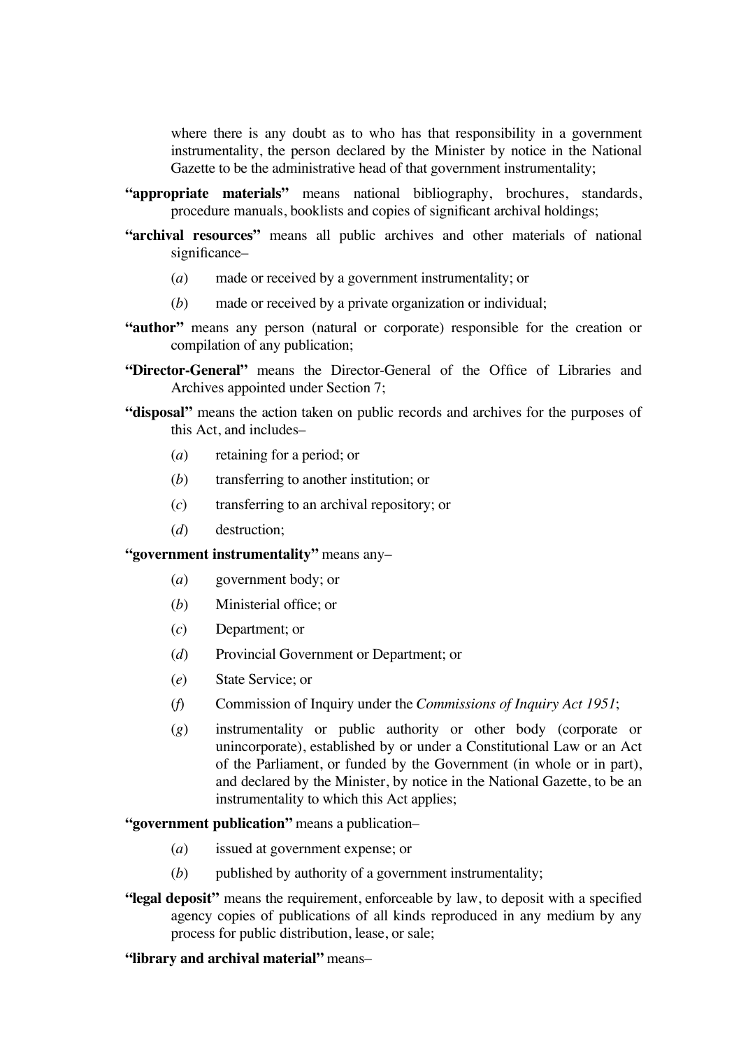where there is any doubt as to who has that responsibility in a government instrumentality, the person declared by the Minister by notice in the National Gazette to be the administrative head of that government instrumentality;

**"appropriate materials"** means national bibliography, brochures, standards, procedure manuals, booklists and copies of significant archival holdings;

**"archival resources"** means all public archives and other materials of national significance–

(*a*) made or received by a government instrumentality; or

(*b*) made or received by a private organization or individual;

**"author"** means any person (natural or corporate) responsible for the creation or compilation of any publication;

**"Director-General"** means the Director-General of the Office of Libraries and Archives appointed under Section 7;

**"disposal"** means the action taken on public records and archives for the purposes of this Act, and includes–

(*a*) retaining for a period; or

(*b*) transferring to another institution; or

(*c*) transferring to an archival repository; or

(*d*) destruction;

**"government instrumentality"** means any–

(*a*) government body; or

(*b*) Ministerial office; or

(*c*) Department; or

(*d*) Provincial Government or Department; or

(*e*) State Service; or

(*f*) Commission of Inquiry under the *Commissions of Inquiry Act 1951*;

(*g*) instrumentality or public authority or other body (corporate or unincorporate), established by or under a Constitutional Law or an Act of the Parliament, or funded by the Government (in whole or in part), and declared by the Minister, by notice in the National Gazette, to be an instrumentality to which this Act applies;

**"government publication"** means a publication–

(*a*) issued at government expense; or

(*b*) published by authority of a government instrumentality;

**"legal deposit"** means the requirement, enforceable by law, to deposit with a specified agency copies of publications of all kinds reproduced in any medium by any process for public distribution, lease, or sale;

**"library and archival material"** means–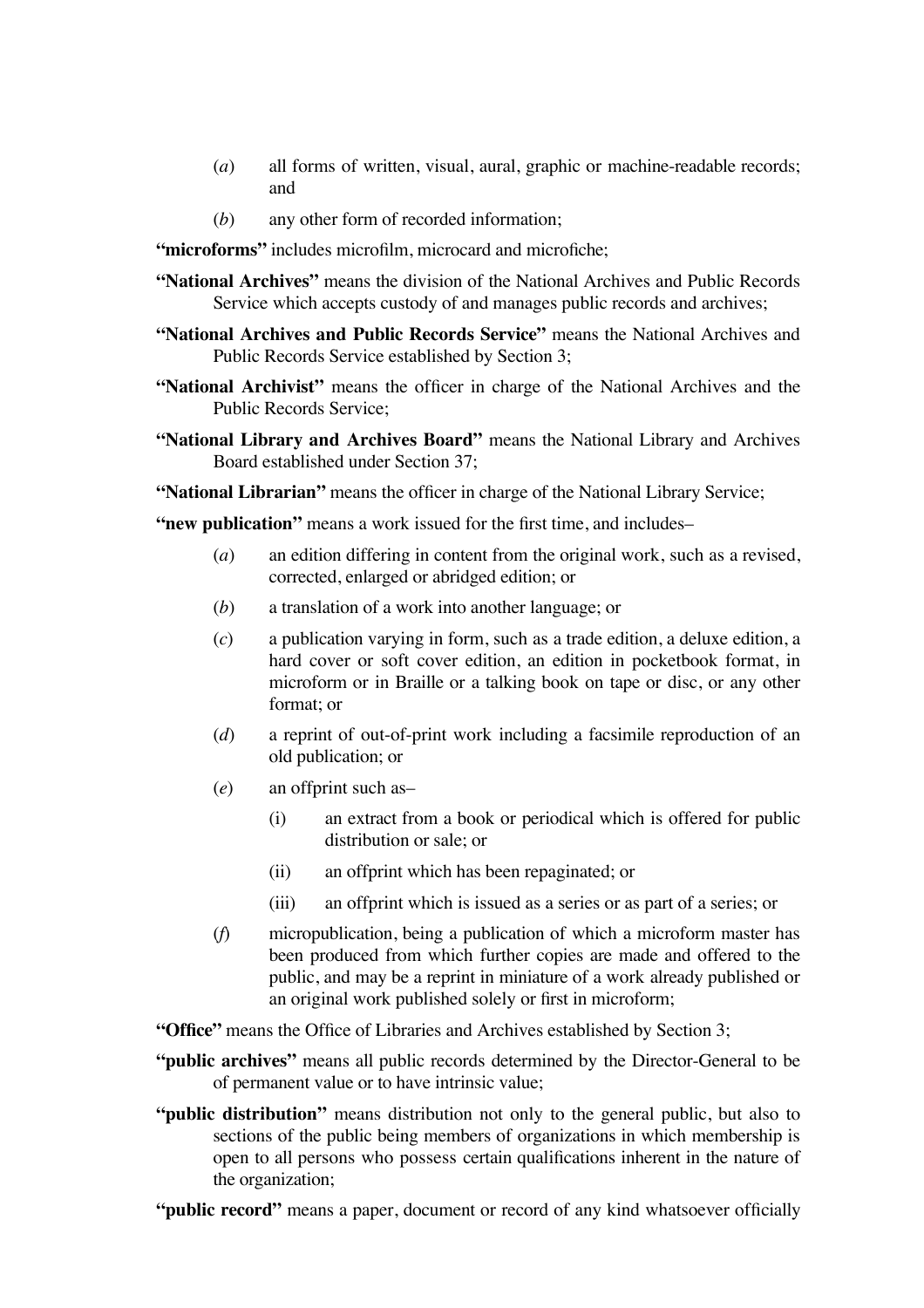(*a*) all forms of written, visual, aural, graphic or machine-readable records; and

(*b*) any other form of recorded information;

**"microforms"** includes microfilm, microcard and microfiche;

**"National Archives"** means the division of the National Archives and Public Records Service which accepts custody of and manages public records and archives;

**"National Archives and Public Records Service"** means the National Archives and Public Records Service established by Section 3;

**"National Archivist"** means the officer in charge of the National Archives and the Public Records Service;

**"National Library and Archives Board"** means the National Library and Archives Board established under Section 37;

**"National Librarian"** means the officer in charge of the National Library Service;

**"new publication"** means a work issued for the first time, and includes–

(*a*) an edition differing in content from the original work, such as a revised, corrected, enlarged or abridged edition; or

(*b*) a translation of a work into another language; or

(*c*) a publication varying in form, such as a trade edition, a deluxe edition, a hard cover or soft cover edition, an edition in pocketbook format, in microform or in Braille or a talking book on tape or disc, or any other format; or

(*d*) a reprint of out-of-print work including a facsimile reproduction of an old publication; or

(*e*) an offprint such as–

(i) an extract from a book or periodical which is offered for public distribution or sale; or

(ii) an offprint which has been repaginated; or

(iii) an offprint which is issued as a series or as part of a series; or

(*f*) micropublication, being a publication of which a microform master has been produced from which further copies are made and offered to the public, and may be a reprint in miniature of a work already published or an original work published solely or first in microform;

**"Office"** means the Office of Libraries and Archives established by Section 3;

**"public archives"** means all public records determined by the Director-General to be of permanent value or to have intrinsic value;

**"public distribution"** means distribution not only to the general public, but also to sections of the public being members of organizations in which membership is open to all persons who possess certain qualifications inherent in the nature of the organization;

**"public record"** means a paper, document or record of any kind whatsoever officially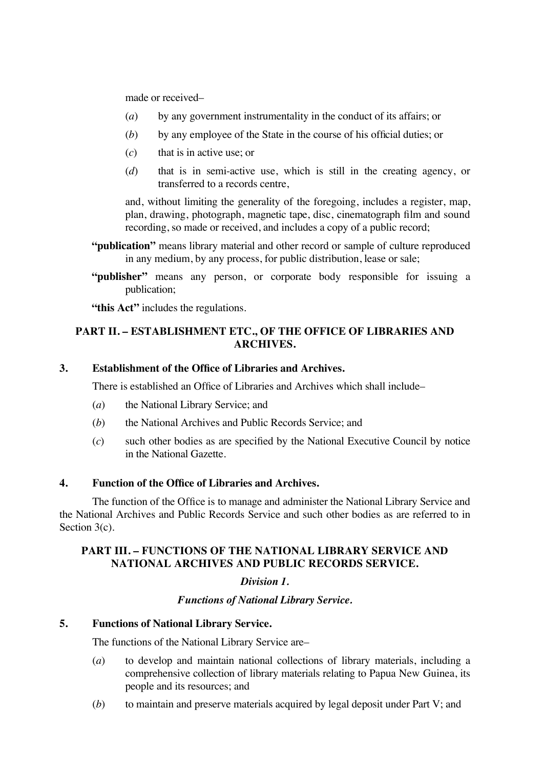made or received–

(*a*) by any government instrumentality in the conduct of its affairs; or

(*b*) by any employee of the State in the course of his official duties; or

(*c*) that is in active use; or

(*d*) that is in semi-active use, which is still in the creating agency, or transferred to a records centre,

and, without limiting the generality of the foregoing, includes a register, map, plan, drawing, photograph, magnetic tape, disc, cinematograph film and sound recording, so made or received, and includes a copy of a public record;

**"publication"** means library material and other record or sample of culture reproduced in any medium, by any process, for public distribution, lease or sale;

**"publisher"** means any person, or corporate body responsible for issuing a publication;

**"this Act"** includes the regulations.

## PART II. – ESTABLISHMENT ETC., OF THE OFFICE OF LIBRARIES AND ARCHIVES.

### 3. Establishment of the Office of Libraries and Archives.

There is established an Office of Libraries and Archives which shall include–

(*a*) the National Library Service; and

(*b*) the National Archives and Public Records Service; and

(*c*) such other bodies as are specified by the National Executive Council by notice in the National Gazette.

### 4. Function of the Office of Libraries and Archives.

The function of the Office is to manage and administer the National Library Service and the National Archives and Public Records Service and such other bodies as are referred to in Section 3(c).

## PART III. – FUNCTIONS OF THE NATIONAL LIBRARY SERVICE AND NATIONAL ARCHIVES AND PUBLIC RECORDS SERVICE.

***Division 1.***

***Functions of National Library Service.***

### 5. Functions of National Library Service.

The functions of the National Library Service are–

(*a*) to develop and maintain national collections of library materials, including a comprehensive collection of library materials relating to Papua New Guinea, its people and its resources; and

(*b*) to maintain and preserve materials acquired by legal deposit under Part V; and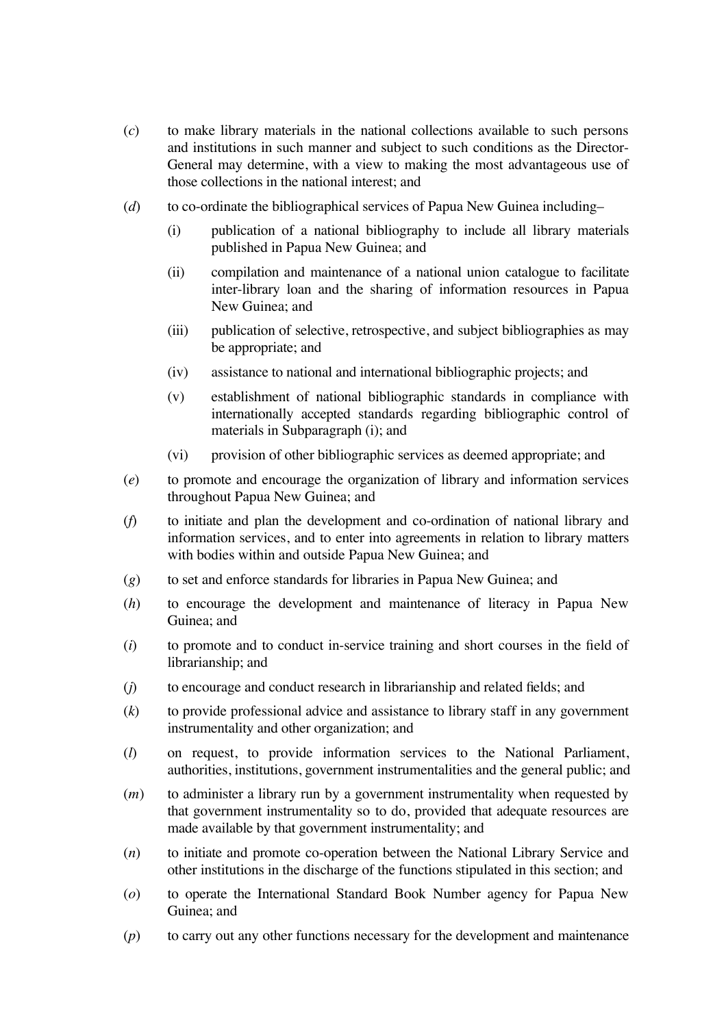(*c*) to make library materials in the national collections available to such persons and institutions in such manner and subject to such conditions as the Director-General may determine, with a view to making the most advantageous use of those collections in the national interest; and

(*d*) to co-ordinate the bibliographical services of Papua New Guinea including–

- (i) publication of a national bibliography to include all library materials published in Papua New Guinea; and
- (ii) compilation and maintenance of a national union catalogue to facilitate inter-library loan and the sharing of information resources in Papua New Guinea; and
- (iii) publication of selective, retrospective, and subject bibliographies as may be appropriate; and
- (iv) assistance to national and international bibliographic projects; and
- (v) establishment of national bibliographic standards in compliance with internationally accepted standards regarding bibliographic control of materials in Subparagraph (i); and
- (vi) provision of other bibliographic services as deemed appropriate; and

(*e*) to promote and encourage the organization of library and information services throughout Papua New Guinea; and

(*f*) to initiate and plan the development and co-ordination of national library and information services, and to enter into agreements in relation to library matters with bodies within and outside Papua New Guinea; and

(*g*) to set and enforce standards for libraries in Papua New Guinea; and

(*h*) to encourage the development and maintenance of literacy in Papua New Guinea; and

(*i*) to promote and to conduct in-service training and short courses in the field of librarianship; and

(*j*) to encourage and conduct research in librarianship and related fields; and

(*k*) to provide professional advice and assistance to library staff in any government instrumentality and other organization; and

(*l*) on request, to provide information services to the National Parliament, authorities, institutions, government instrumentalities and the general public; and

(*m*) to administer a library run by a government instrumentality when requested by that government instrumentality so to do, provided that adequate resources are made available by that government instrumentality; and

(*n*) to initiate and promote co-operation between the National Library Service and other institutions in the discharge of the functions stipulated in this section; and

(*o*) to operate the International Standard Book Number agency for Papua New Guinea; and

(*p*) to carry out any other functions necessary for the development and maintenance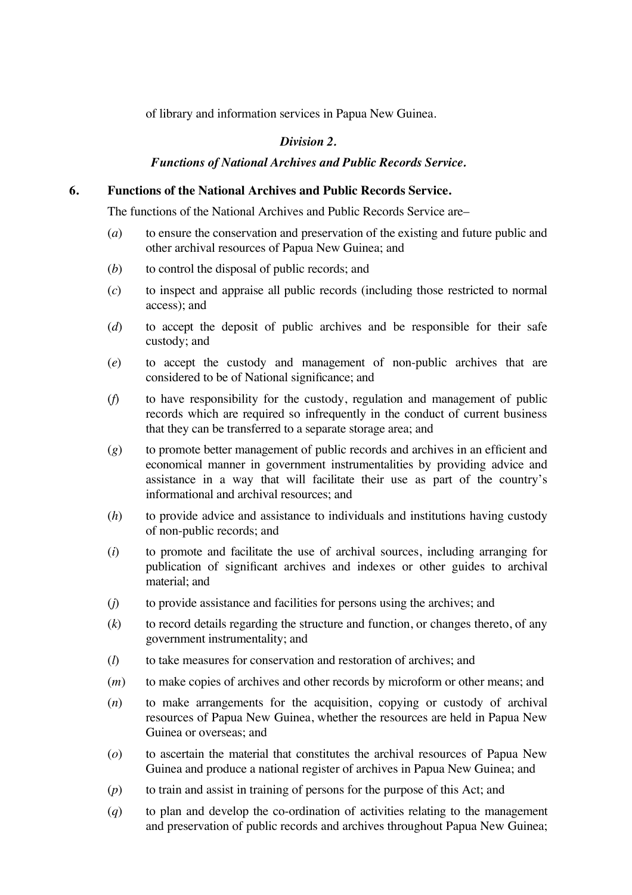of library and information services in Papua New Guinea.

### *Division 2.*

### *Functions of National Archives and Public Records Service.*

**6. Functions of the National Archives and Public Records Service.**

The functions of the National Archives and Public Records Service are–

(*a*) to ensure the conservation and preservation of the existing and future public and other archival resources of Papua New Guinea; and

(*b*) to control the disposal of public records; and

(*c*) to inspect and appraise all public records (including those restricted to normal access); and

(*d*) to accept the deposit of public archives and be responsible for their safe custody; and

(*e*) to accept the custody and management of non-public archives that are considered to be of National significance; and

(*f*) to have responsibility for the custody, regulation and management of public records which are required so infrequently in the conduct of current business that they can be transferred to a separate storage area; and

(*g*) to promote better management of public records and archives in an efficient and economical manner in government instrumentalities by providing advice and assistance in a way that will facilitate their use as part of the country's informational and archival resources; and

(*h*) to provide advice and assistance to individuals and institutions having custody of non-public records; and

(*i*) to promote and facilitate the use of archival sources, including arranging for publication of significant archives and indexes or other guides to archival material; and

(*j*) to provide assistance and facilities for persons using the archives; and

(*k*) to record details regarding the structure and function, or changes thereto, of any government instrumentality; and

(*l*) to take measures for conservation and restoration of archives; and

(*m*) to make copies of archives and other records by microform or other means; and

(*n*) to make arrangements for the acquisition, copying or custody of archival resources of Papua New Guinea, whether the resources are held in Papua New Guinea or overseas; and

(*o*) to ascertain the material that constitutes the archival resources of Papua New Guinea and produce a national register of archives in Papua New Guinea; and

(*p*) to train and assist in training of persons for the purpose of this Act; and

(*q*) to plan and develop the co-ordination of activities relating to the management and preservation of public records and archives throughout Papua New Guinea;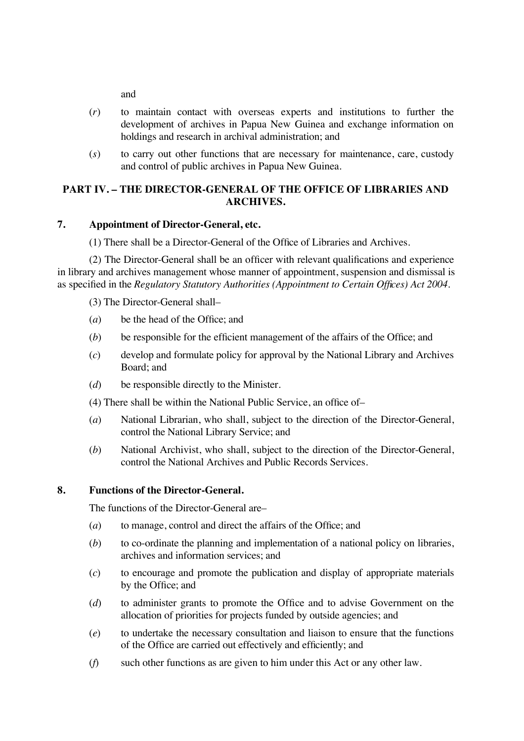and

(*r*) to maintain contact with overseas experts and institutions to further the development of archives in Papua New Guinea and exchange information on holdings and research in archival administration; and

(*s*) to carry out other functions that are necessary for maintenance, care, custody and control of public archives in Papua New Guinea.

## PART IV. – THE DIRECTOR-GENERAL OF THE OFFICE OF LIBRARIES AND ARCHIVES.

### 7. Appointment of Director-General, etc.

(1) There shall be a Director-General of the Office of Libraries and Archives.

(2) The Director-General shall be an officer with relevant qualifications and experience in library and archives management whose manner of appointment, suspension and dismissal is as specified in the *Regulatory Statutory Authorities (Appointment to Certain Offices) Act 2004*.

(3) The Director-General shall–

(*a*) be the head of the Office; and

(*b*) be responsible for the efficient management of the affairs of the Office; and

(*c*) develop and formulate policy for approval by the National Library and Archives Board; and

(*d*) be responsible directly to the Minister.

(4) There shall be within the National Public Service, an office of–

(*a*) National Librarian, who shall, subject to the direction of the Director-General, control the National Library Service; and

(*b*) National Archivist, who shall, subject to the direction of the Director-General, control the National Archives and Public Records Services.

### 8. Functions of the Director-General.

The functions of the Director-General are–

(*a*) to manage, control and direct the affairs of the Office; and

(*b*) to co-ordinate the planning and implementation of a national policy on libraries, archives and information services; and

(*c*) to encourage and promote the publication and display of appropriate materials by the Office; and

(*d*) to administer grants to promote the Office and to advise Government on the allocation of priorities for projects funded by outside agencies; and

(*e*) to undertake the necessary consultation and liaison to ensure that the functions of the Office are carried out effectively and efficiently; and

(*f*) such other functions as are given to him under this Act or any other law.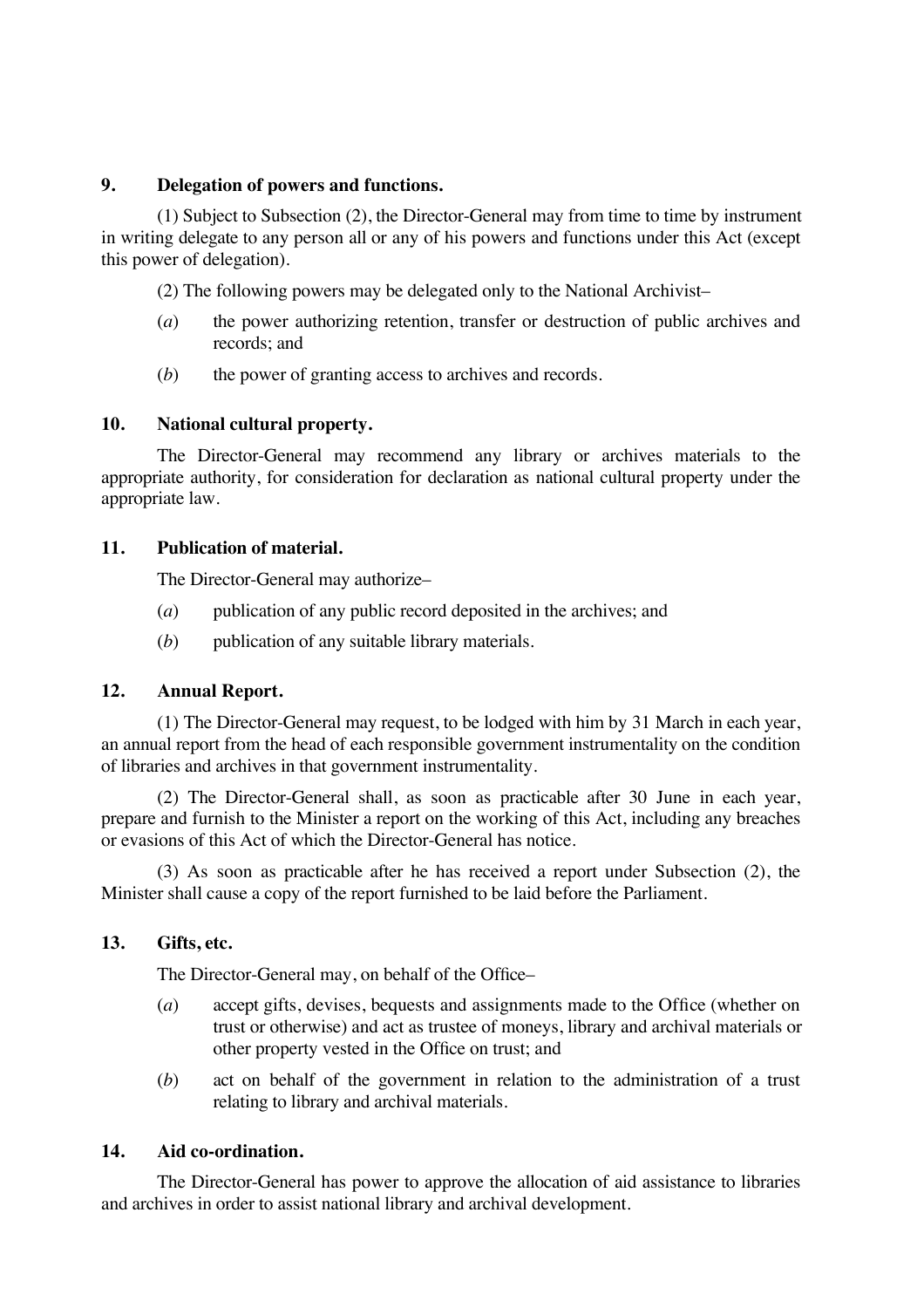### 9. Delegation of powers and functions.

(1) Subject to Subsection (2), the Director-General may from time to time by instrument in writing delegate to any person all or any of his powers and functions under this Act (except this power of delegation).

(2) The following powers may be delegated only to the National Archivist–

(*a*) the power authorizing retention, transfer or destruction of public archives and records; and

(*b*) the power of granting access to archives and records.

### 10. National cultural property.

The Director-General may recommend any library or archives materials to the appropriate authority, for consideration for declaration as national cultural property under the appropriate law.

### 11. Publication of material.

The Director-General may authorize–

(*a*) publication of any public record deposited in the archives; and

(*b*) publication of any suitable library materials.

### 12. Annual Report.

(1) The Director-General may request, to be lodged with him by 31 March in each year, an annual report from the head of each responsible government instrumentality on the condition of libraries and archives in that government instrumentality.

(2) The Director-General shall, as soon as practicable after 30 June in each year, prepare and furnish to the Minister a report on the working of this Act, including any breaches or evasions of this Act of which the Director-General has notice.

(3) As soon as practicable after he has received a report under Subsection (2), the Minister shall cause a copy of the report furnished to be laid before the Parliament.

### 13. Gifts, etc.

The Director-General may, on behalf of the Office–

(*a*) accept gifts, devises, bequests and assignments made to the Office (whether on trust or otherwise) and act as trustee of moneys, library and archival materials or other property vested in the Office on trust; and

(*b*) act on behalf of the government in relation to the administration of a trust relating to library and archival materials.

### 14. Aid co-ordination.

The Director-General has power to approve the allocation of aid assistance to libraries and archives in order to assist national library and archival development.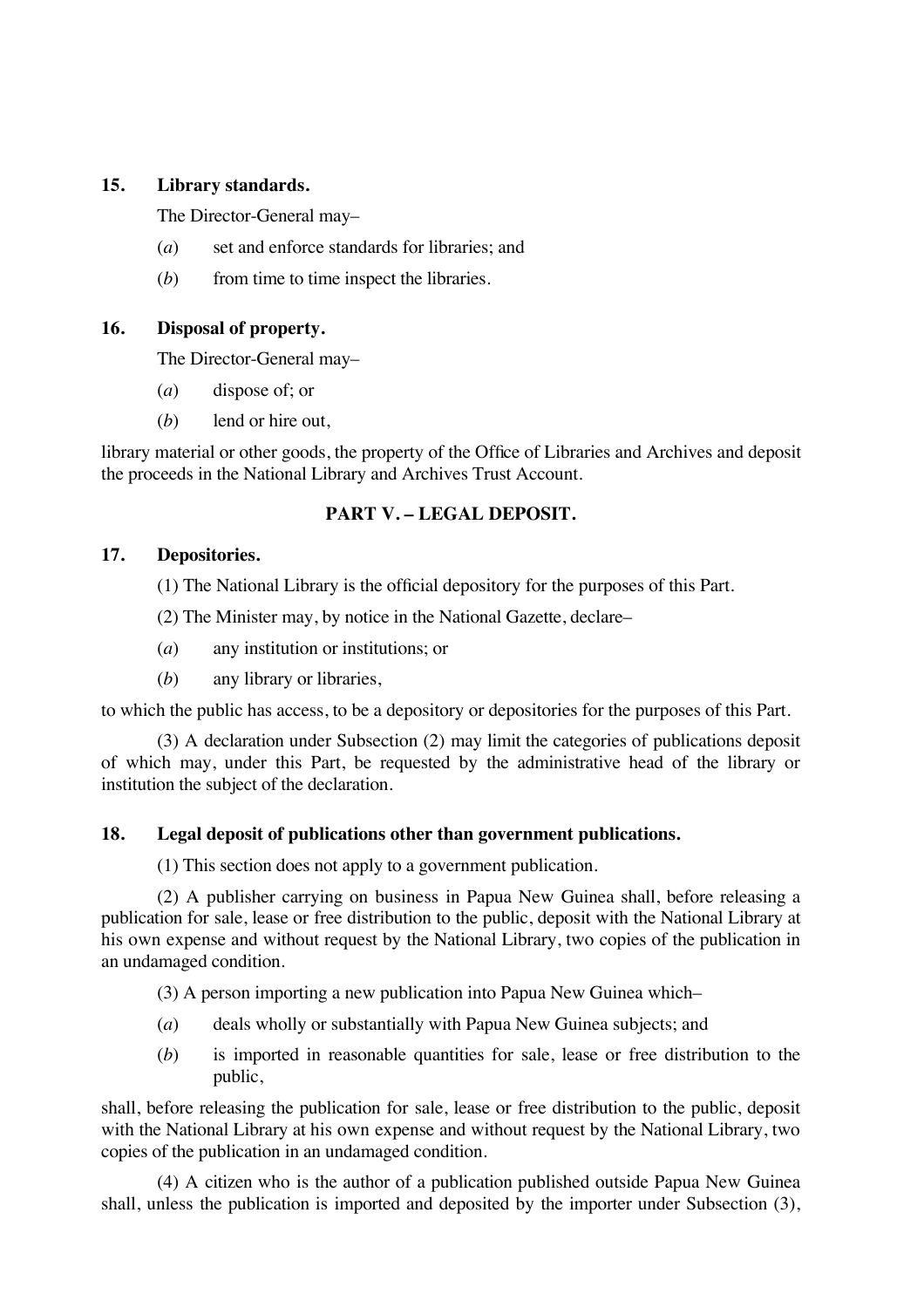**15. Library standards.**

The Director-General may–

(*a*) set and enforce standards for libraries; and

(*b*) from time to time inspect the libraries.

**16. Disposal of property.**

The Director-General may–

(*a*) dispose of; or

(*b*) lend or hire out,

library material or other goods, the property of the Office of Libraries and Archives and deposit the proceeds in the National Library and Archives Trust Account.

## PART V. – LEGAL DEPOSIT.

**17. Depositories.**

(1) The National Library is the official depository for the purposes of this Part.

(2) The Minister may, by notice in the National Gazette, declare–

(*a*) any institution or institutions; or

(*b*) any library or libraries,

to which the public has access, to be a depository or depositories for the purposes of this Part.

(3) A declaration under Subsection (2) may limit the categories of publications deposit of which may, under this Part, be requested by the administrative head of the library or institution the subject of the declaration.

**18. Legal deposit of publications other than government publications.**

(1) This section does not apply to a government publication.

(2) A publisher carrying on business in Papua New Guinea shall, before releasing a publication for sale, lease or free distribution to the public, deposit with the National Library at his own expense and without request by the National Library, two copies of the publication in an undamaged condition.

(3) A person importing a new publication into Papua New Guinea which–

(*a*) deals wholly or substantially with Papua New Guinea subjects; and

(*b*) is imported in reasonable quantities for sale, lease or free distribution to the public,

shall, before releasing the publication for sale, lease or free distribution to the public, deposit with the National Library at his own expense and without request by the National Library, two copies of the publication in an undamaged condition.

(4) A citizen who is the author of a publication published outside Papua New Guinea shall, unless the publication is imported and deposited by the importer under Subsection (3),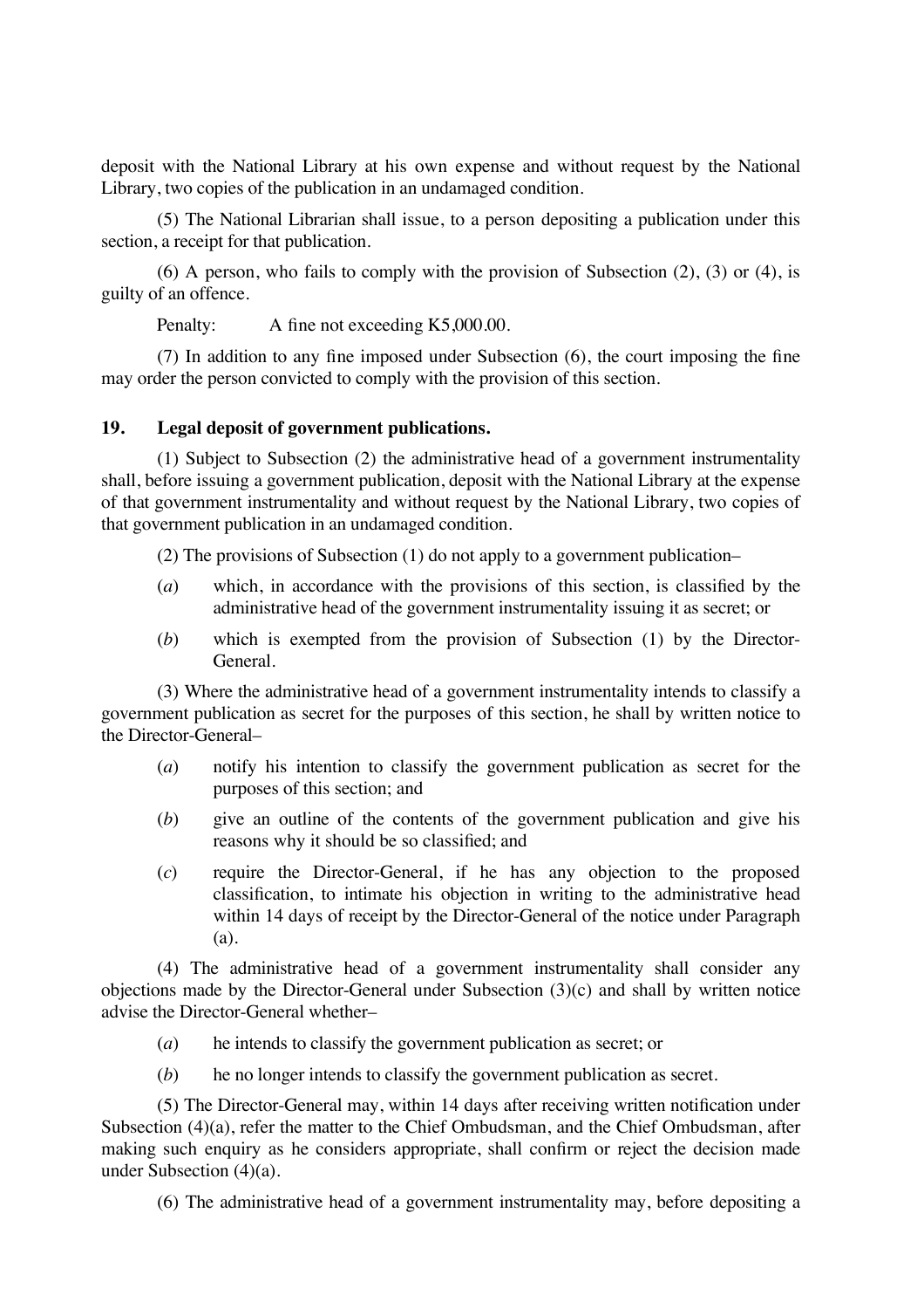deposit with the National Library at his own expense and without request by the National Library, two copies of the publication in an undamaged condition.

(5) The National Librarian shall issue, to a person depositing a publication under this section, a receipt for that publication.

(6) A person, who fails to comply with the provision of Subsection (2), (3) or (4), is guilty of an offence.

Penalty: A fine not exceeding K5,000.00.

(7) In addition to any fine imposed under Subsection (6), the court imposing the fine may order the person convicted to comply with the provision of this section.

**19. Legal deposit of government publications.**

(1) Subject to Subsection (2) the administrative head of a government instrumentality shall, before issuing a government publication, deposit with the National Library at the expense of that government instrumentality and without request by the National Library, two copies of that government publication in an undamaged condition.

(2) The provisions of Subsection (1) do not apply to a government publication–

(*a*) which, in accordance with the provisions of this section, is classified by the administrative head of the government instrumentality issuing it as secret; or

(*b*) which is exempted from the provision of Subsection (1) by the Director-General.

(3) Where the administrative head of a government instrumentality intends to classify a government publication as secret for the purposes of this section, he shall by written notice to the Director-General–

(*a*) notify his intention to classify the government publication as secret for the purposes of this section; and

(*b*) give an outline of the contents of the government publication and give his reasons why it should be so classified; and

(*c*) require the Director-General, if he has any objection to the proposed classification, to intimate his objection in writing to the administrative head within 14 days of receipt by the Director-General of the notice under Paragraph (a).

(4) The administrative head of a government instrumentality shall consider any objections made by the Director-General under Subsection (3)(c) and shall by written notice advise the Director-General whether–

(*a*) he intends to classify the government publication as secret; or

(*b*) he no longer intends to classify the government publication as secret.

(5) The Director-General may, within 14 days after receiving written notification under Subsection (4)(a), refer the matter to the Chief Ombudsman, and the Chief Ombudsman, after making such enquiry as he considers appropriate, shall confirm or reject the decision made under Subsection (4)(a).

(6) The administrative head of a government instrumentality may, before depositing a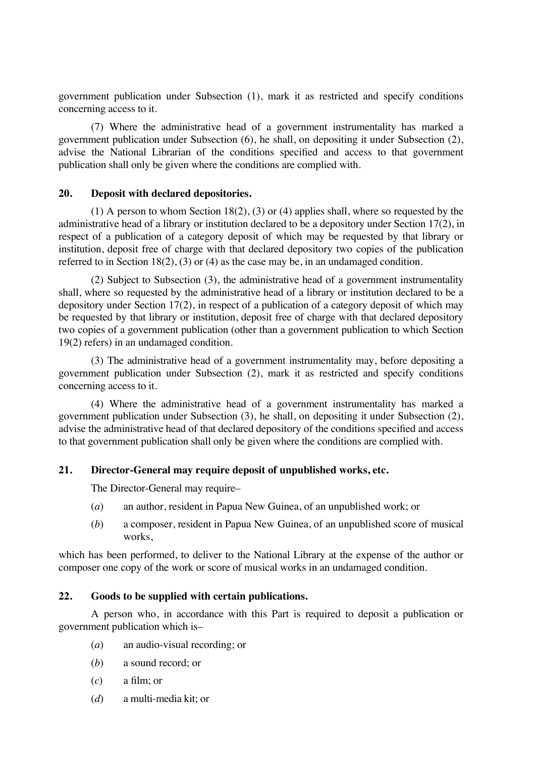government publication under Subsection (1), mark it as restricted and specify conditions concerning access to it.

(7) Where the administrative head of a government instrumentality has marked a government publication under Subsection (6), he shall, on depositing it under Subsection (2), advise the National Librarian of the conditions specified and access to that government publication shall only be given where the conditions are complied with.

### 20. Deposit with declared depositories.

(1) A person to whom Section 18(2), (3) or (4) applies shall, where so requested by the administrative head of a library or institution declared to be a depository under Section 17(2), in respect of a publication of a category deposit of which may be requested by that library or institution, deposit free of charge with that declared depository two copies of the publication referred to in Section 18(2), (3) or (4) as the case may be, in an undamaged condition.

(2) Subject to Subsection (3), the administrative head of a government instrumentality shall, where so requested by the administrative head of a library or institution declared to be a depository under Section 17(2), in respect of a publication of a category deposit of which may be requested by that library or institution, deposit free of charge with that declared depository two copies of a government publication (other than a government publication to which Section 19(2) refers) in an undamaged condition.

(3) The administrative head of a government instrumentality may, before depositing a government publication under Subsection (2), mark it as restricted and specify conditions concerning access to it.

(4) Where the administrative head of a government instrumentality has marked a government publication under Subsection (3), he shall, on depositing it under Subsection (2), advise the administrative head of that declared depository of the conditions specified and access to that government publication shall only be given where the conditions are complied with.

### 21. Director-General may require deposit of unpublished works, etc.

The Director-General may require–

(*a*) an author, resident in Papua New Guinea, of an unpublished work; or

(*b*) a composer, resident in Papua New Guinea, of an unpublished score of musical works,

which has been performed, to deliver to the National Library at the expense of the author or composer one copy of the work or score of musical works in an undamaged condition.

### 22. Goods to be supplied with certain publications.

A person who, in accordance with this Part is required to deposit a publication or government publication which is–

(*a*) an audio-visual recording; or

(*b*) a sound record; or

(*c*) a film; or

(*d*) a multi-media kit; or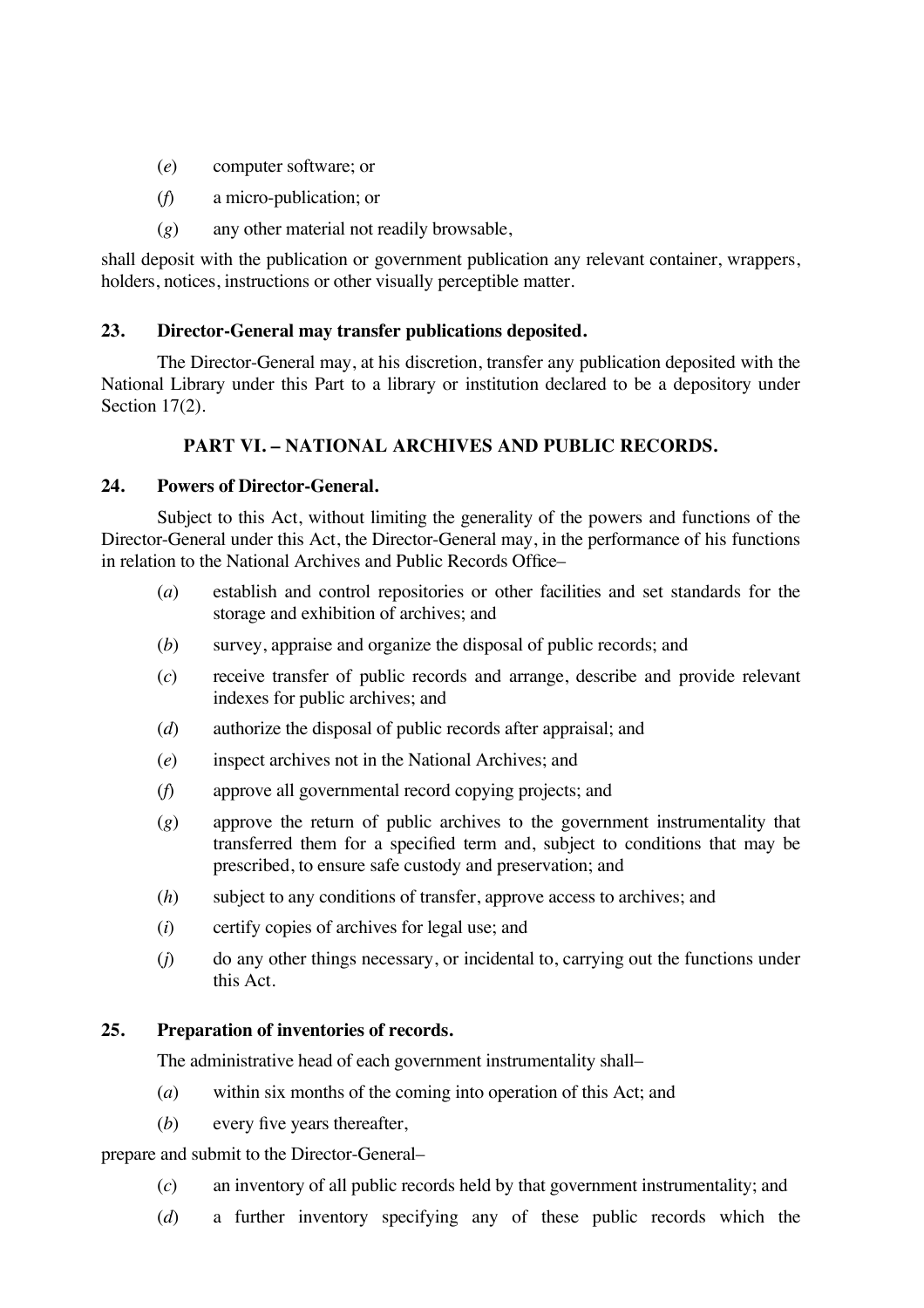(*e*) computer software; or

(*f*) a micro-publication; or

(*g*) any other material not readily browsable,

shall deposit with the publication or government publication any relevant container, wrappers, holders, notices, instructions or other visually perceptible matter.

**23. Director-General may transfer publications deposited.**

The Director-General may, at his discretion, transfer any publication deposited with the National Library under this Part to a library or institution declared to be a depository under Section 17(2).

## PART VI. – NATIONAL ARCHIVES AND PUBLIC RECORDS.

**24. Powers of Director-General.**

Subject to this Act, without limiting the generality of the powers and functions of the Director-General under this Act, the Director-General may, in the performance of his functions in relation to the National Archives and Public Records Office–

(*a*) establish and control repositories or other facilities and set standards for the storage and exhibition of archives; and

(*b*) survey, appraise and organize the disposal of public records; and

(*c*) receive transfer of public records and arrange, describe and provide relevant indexes for public archives; and

(*d*) authorize the disposal of public records after appraisal; and

(*e*) inspect archives not in the National Archives; and

(*f*) approve all governmental record copying projects; and

(*g*) approve the return of public archives to the government instrumentality that transferred them for a specified term and, subject to conditions that may be prescribed, to ensure safe custody and preservation; and

(*h*) subject to any conditions of transfer, approve access to archives; and

(*i*) certify copies of archives for legal use; and

(*j*) do any other things necessary, or incidental to, carrying out the functions under this Act.

**25. Preparation of inventories of records.**

The administrative head of each government instrumentality shall–

(*a*) within six months of the coming into operation of this Act; and

(*b*) every five years thereafter,

prepare and submit to the Director-General–

(*c*) an inventory of all public records held by that government instrumentality; and

(*d*) a further inventory specifying any of these public records which the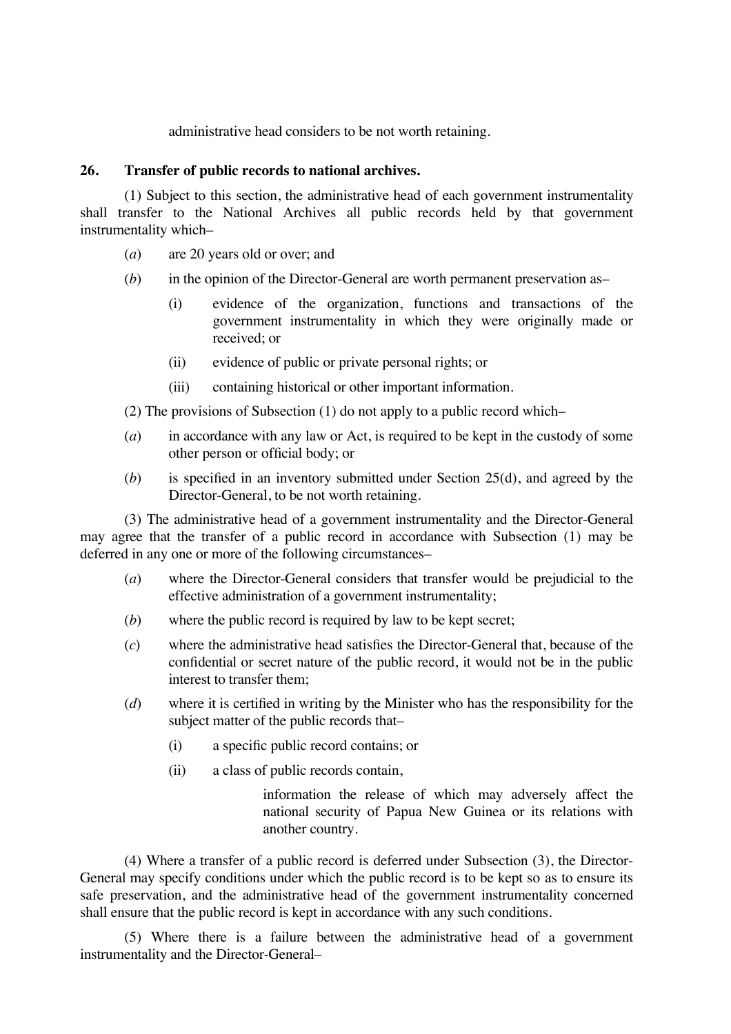administrative head considers to be not worth retaining.

### 26. Transfer of public records to national archives.

(1) Subject to this section, the administrative head of each government instrumentality shall transfer to the National Archives all public records held by that government instrumentality which–

(*a*) are 20 years old or over; and

(*b*) in the opinion of the Director-General are worth permanent preservation as–

(i) evidence of the organization, functions and transactions of the government instrumentality in which they were originally made or received; or

(ii) evidence of public or private personal rights; or

(iii) containing historical or other important information.

(2) The provisions of Subsection (1) do not apply to a public record which–

(*a*) in accordance with any law or Act, is required to be kept in the custody of some other person or official body; or

(*b*) is specified in an inventory submitted under Section 25(d), and agreed by the Director-General, to be not worth retaining.

(3) The administrative head of a government instrumentality and the Director-General may agree that the transfer of a public record in accordance with Subsection (1) may be deferred in any one or more of the following circumstances–

(*a*) where the Director-General considers that transfer would be prejudicial to the effective administration of a government instrumentality;

(*b*) where the public record is required by law to be kept secret;

(*c*) where the administrative head satisfies the Director-General that, because of the confidential or secret nature of the public record, it would not be in the public interest to transfer them;

(*d*) where it is certified in writing by the Minister who has the responsibility for the subject matter of the public records that–

(i) a specific public record contains; or

(ii) a class of public records contain,

information the release of which may adversely affect the national security of Papua New Guinea or its relations with another country.

(4) Where a transfer of a public record is deferred under Subsection (3), the Director-General may specify conditions under which the public record is to be kept so as to ensure its safe preservation, and the administrative head of the government instrumentality concerned shall ensure that the public record is kept in accordance with any such conditions.

(5) Where there is a failure between the administrative head of a government instrumentality and the Director-General–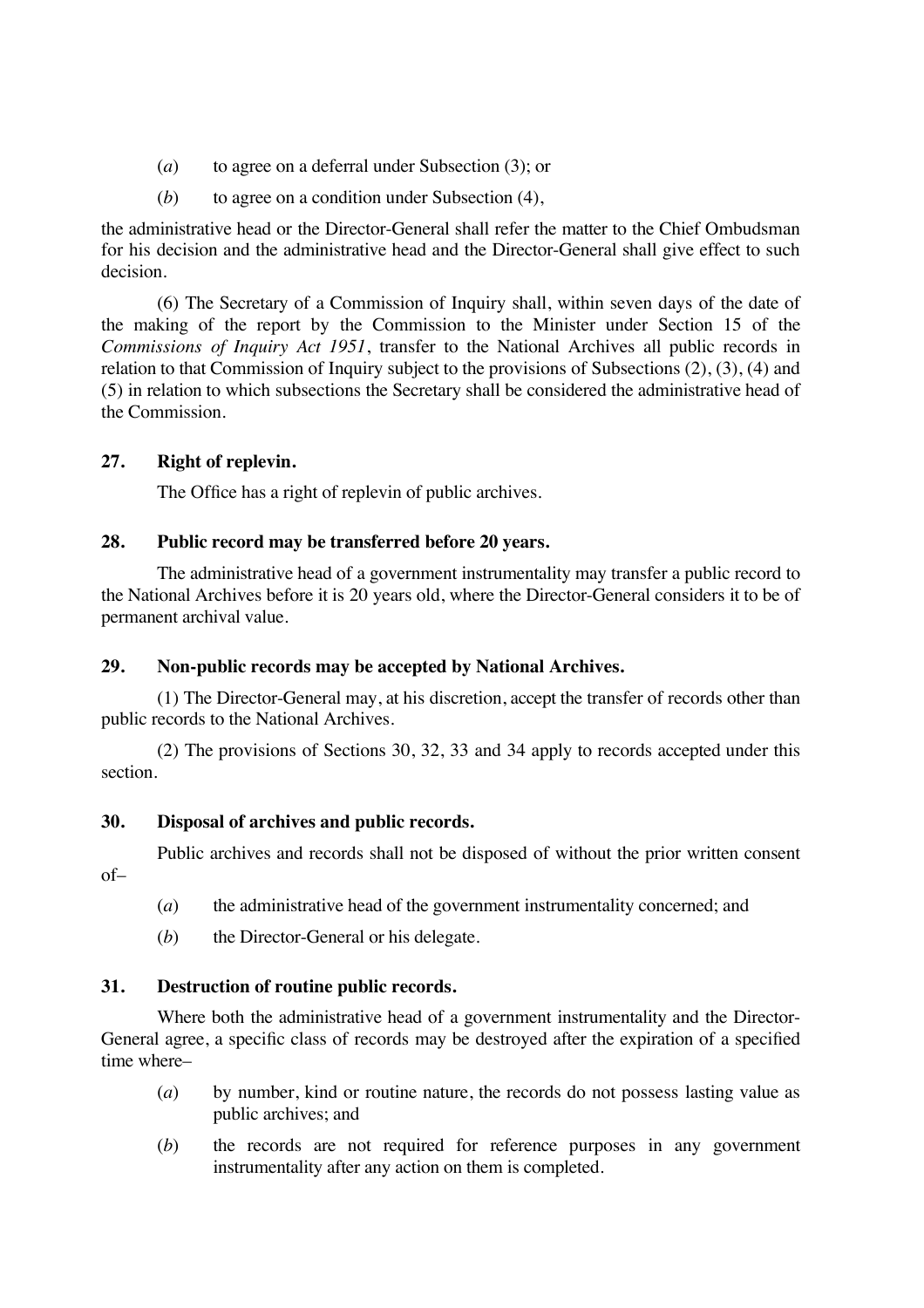(*a*) to agree on a deferral under Subsection (3); or

(*b*) to agree on a condition under Subsection (4),

the administrative head or the Director-General shall refer the matter to the Chief Ombudsman for his decision and the administrative head and the Director-General shall give effect to such decision.

(6) The Secretary of a Commission of Inquiry shall, within seven days of the date of the making of the report by the Commission to the Minister under Section 15 of the *Commissions of Inquiry Act 1951*, transfer to the National Archives all public records in relation to that Commission of Inquiry subject to the provisions of Subsections (2), (3), (4) and (5) in relation to which subsections the Secretary shall be considered the administrative head of the Commission.

**27. Right of replevin.**

The Office has a right of replevin of public archives.

**28. Public record may be transferred before 20 years.**

The administrative head of a government instrumentality may transfer a public record to the National Archives before it is 20 years old, where the Director-General considers it to be of permanent archival value.

**29. Non-public records may be accepted by National Archives.**

(1) The Director-General may, at his discretion, accept the transfer of records other than public records to the National Archives.

(2) The provisions of Sections 30, 32, 33 and 34 apply to records accepted under this section.

**30. Disposal of archives and public records.**

Public archives and records shall not be disposed of without the prior written consent of–

(*a*) the administrative head of the government instrumentality concerned; and

(*b*) the Director-General or his delegate.

**31. Destruction of routine public records.**

Where both the administrative head of a government instrumentality and the Director-General agree, a specific class of records may be destroyed after the expiration of a specified time where–

(*a*) by number, kind or routine nature, the records do not possess lasting value as public archives; and

(*b*) the records are not required for reference purposes in any government instrumentality after any action on them is completed.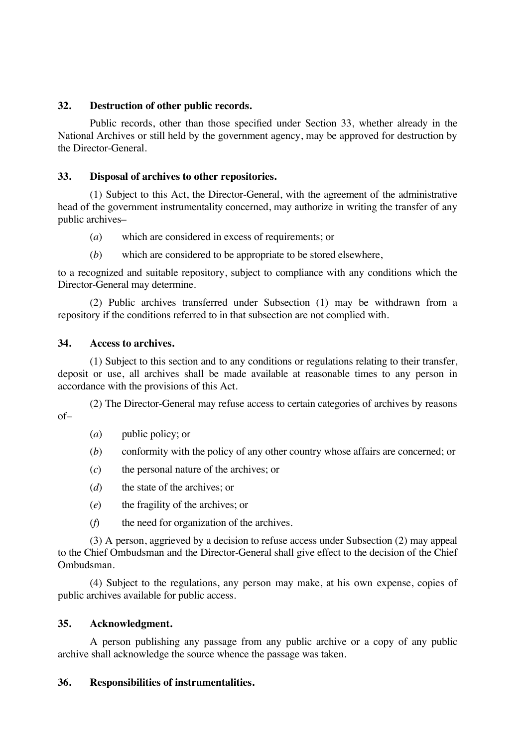**32. Destruction of other public records.**

Public records, other than those specified under Section 33, whether already in the National Archives or still held by the government agency, may be approved for destruction by the Director-General.

**33. Disposal of archives to other repositories.**

(1) Subject to this Act, the Director-General, with the agreement of the administrative head of the government instrumentality concerned, may authorize in writing the transfer of any public archives–

(*a*) which are considered in excess of requirements; or

(*b*) which are considered to be appropriate to be stored elsewhere,

to a recognized and suitable repository, subject to compliance with any conditions which the Director-General may determine.

(2) Public archives transferred under Subsection (1) may be withdrawn from a repository if the conditions referred to in that subsection are not complied with.

**34. Access to archives.**

(1) Subject to this section and to any conditions or regulations relating to their transfer, deposit or use, all archives shall be made available at reasonable times to any person in accordance with the provisions of this Act.

(2) The Director-General may refuse access to certain categories of archives by reasons of–

(*a*) public policy; or

(*b*) conformity with the policy of any other country whose affairs are concerned; or

(*c*) the personal nature of the archives; or

(*d*) the state of the archives; or

(*e*) the fragility of the archives; or

(*f*) the need for organization of the archives.

(3) A person, aggrieved by a decision to refuse access under Subsection (2) may appeal to the Chief Ombudsman and the Director-General shall give effect to the decision of the Chief Ombudsman.

(4) Subject to the regulations, any person may make, at his own expense, copies of public archives available for public access.

**35. Acknowledgment.**

A person publishing any passage from any public archive or a copy of any public archive shall acknowledge the source whence the passage was taken.

**36. Responsibilities of instrumentalities.**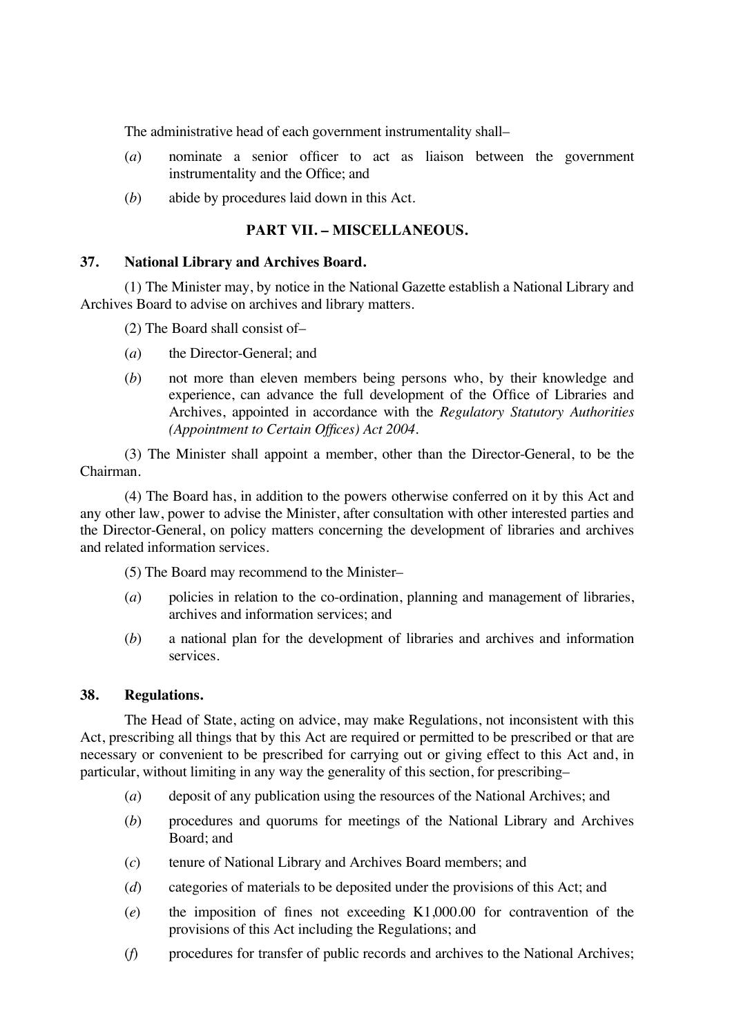The administrative head of each government instrumentality shall–

(*a*) nominate a senior officer to act as liaison between the government instrumentality and the Office; and

(*b*) abide by procedures laid down in this Act.

## PART VII. – MISCELLANEOUS.

### 37. National Library and Archives Board.

(1) The Minister may, by notice in the National Gazette establish a National Library and Archives Board to advise on archives and library matters.

(2) The Board shall consist of–

(*a*) the Director-General; and

(*b*) not more than eleven members being persons who, by their knowledge and experience, can advance the full development of the Office of Libraries and Archives, appointed in accordance with the *Regulatory Statutory Authorities (Appointment to Certain Offices) Act 2004*.

(3) The Minister shall appoint a member, other than the Director-General, to be the Chairman.

(4) The Board has, in addition to the powers otherwise conferred on it by this Act and any other law, power to advise the Minister, after consultation with other interested parties and the Director-General, on policy matters concerning the development of libraries and archives and related information services.

(5) The Board may recommend to the Minister–

(*a*) policies in relation to the co-ordination, planning and management of libraries, archives and information services; and

(*b*) a national plan for the development of libraries and archives and information services.

### 38. Regulations.

The Head of State, acting on advice, may make Regulations, not inconsistent with this Act, prescribing all things that by this Act are required or permitted to be prescribed or that are necessary or convenient to be prescribed for carrying out or giving effect to this Act and, in particular, without limiting in any way the generality of this section, for prescribing–

(*a*) deposit of any publication using the resources of the National Archives; and

(*b*) procedures and quorums for meetings of the National Library and Archives Board; and

(*c*) tenure of National Library and Archives Board members; and

(*d*) categories of materials to be deposited under the provisions of this Act; and

(*e*) the imposition of fines not exceeding K1,000.00 for contravention of the provisions of this Act including the Regulations; and

(*f*) procedures for transfer of public records and archives to the National Archives;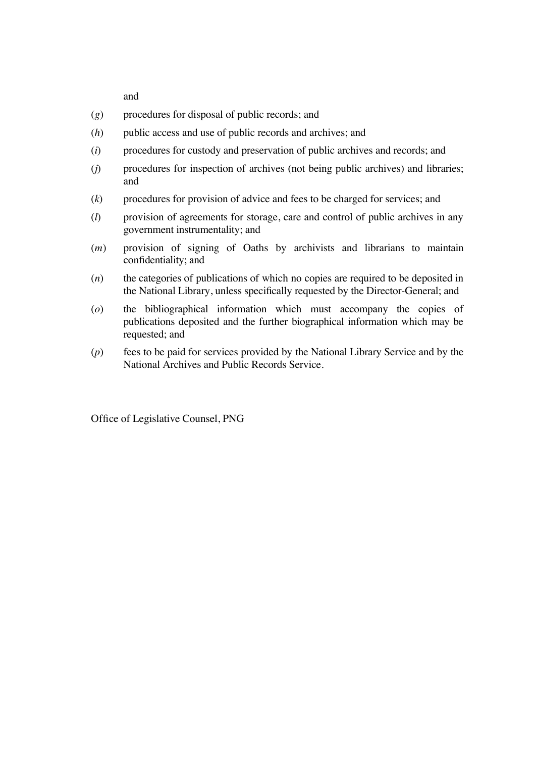and

(*g*) procedures for disposal of public records; and

(*h*) public access and use of public records and archives; and

(*i*) procedures for custody and preservation of public archives and records; and

(*j*) procedures for inspection of archives (not being public archives) and libraries; and

(*k*) procedures for provision of advice and fees to be charged for services; and

(*l*) provision of agreements for storage, care and control of public archives in any government instrumentality; and

(*m*) provision of signing of Oaths by archivists and librarians to maintain confidentiality; and

(*n*) the categories of publications of which no copies are required to be deposited in the National Library, unless specifically requested by the Director-General; and

(*o*) the bibliographical information which must accompany the copies of publications deposited and the further biographical information which may be requested; and

(*p*) fees to be paid for services provided by the National Library Service and by the National Archives and Public Records Service.

Office of Legislative Counsel, PNG